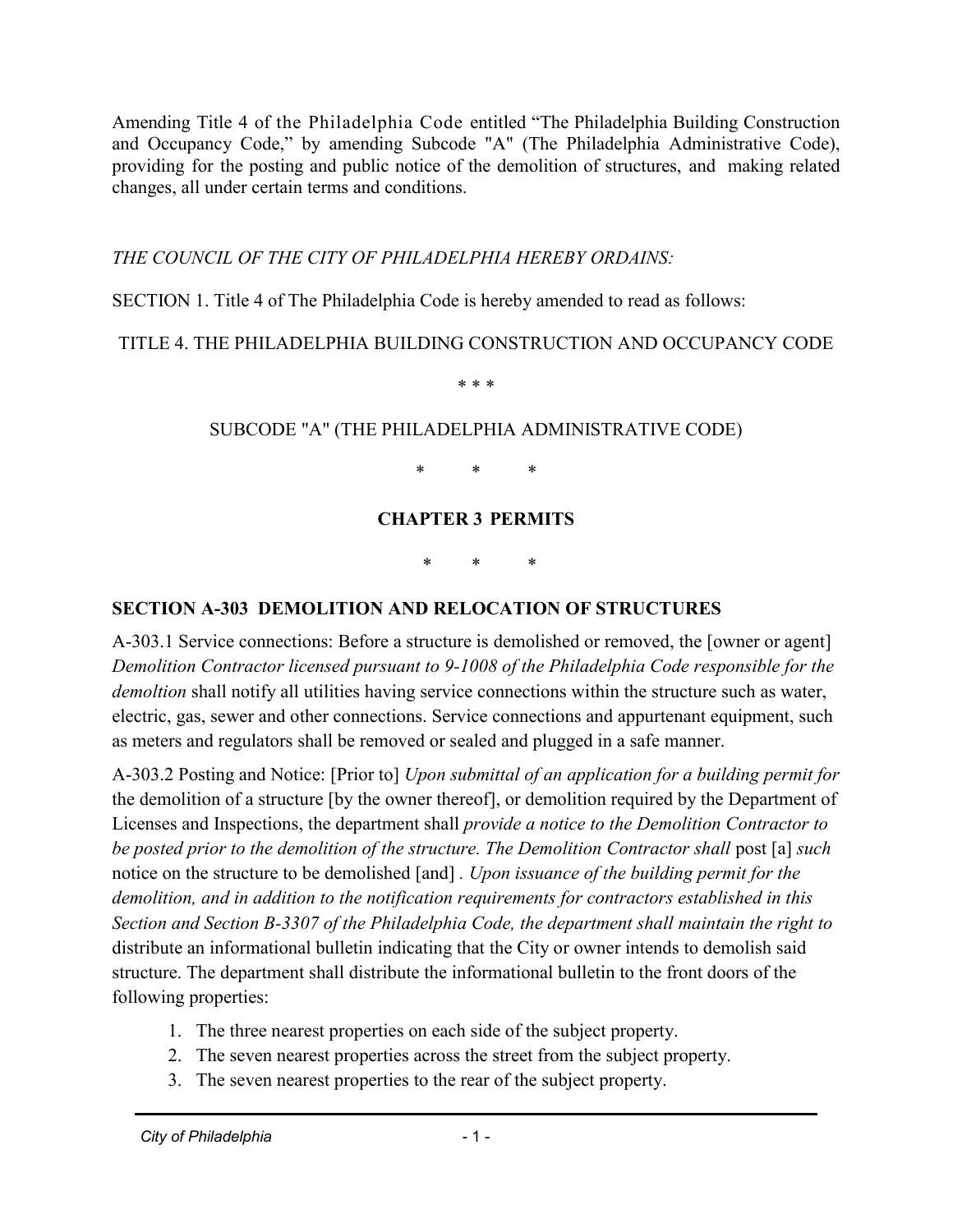Amending Title 4 of the Philadelphia Code entitled "The Philadelphia Building Construction and Occupancy Code," by amending Subcode "A" (The Philadelphia Administrative Code), providing for the posting and public notice of the demolition of structures, and making related changes, all under certain terms and conditions.

*THE COUNCIL OF THE CITY OF PHILADELPHIA HEREBY ORDAINS:*

SECTION 1. Title 4 of The Philadelphia Code is hereby amended to read as follows:

TITLE 4. THE PHILADELPHIA BUILDING CONSTRUCTION AND OCCUPANCY CODE

\* \* \*

SUBCODE "A" (THE PHILADELPHIA ADMINISTRATIVE CODE)

\* \* \*

**CHAPTER 3 PERMITS**

\* \* \*

**SECTION A-303 DEMOLITION AND RELOCATION OF STRUCTURES**

A-303.1 Service connections: Before a structure is demolished or removed, the [owner or agent] *Demolition Contractor licensed pursuant to 9-1008 of the Philadelphia Code responsible for the demoltion* shall notify all utilities having service connections within the structure such as water, electric, gas, sewer and other connections. Service connections and appurtenant equipment, such as meters and regulators shall be removed or sealed and plugged in a safe manner.

A-303.2 Posting and Notice: [Prior to] *Upon submittal of an application for a building permit for* the demolition of a structure [by the owner thereof], or demolition required by the Department of Licenses and Inspections, the department shall *provide a notice to the Demolition Contractor to be posted prior to the demolition of the structure. The Demolition Contractor shall* post [a] *such* notice on the structure to be demolished [and] . *Upon issuance of the building permit for the demolition, and in addition to the notification requirements for contractors established in this Section and Section B-3307 of the Philadelphia Code, the department shall maintain the right to* distribute an informational bulletin indicating that the City or owner intends to demolish said structure. The department shall distribute the informational bulletin to the front doors of the following properties:

1. The three nearest properties on each side of the subject property.
2. The seven nearest properties across the street from the subject property.
3. The seven nearest properties to the rear of the subject property.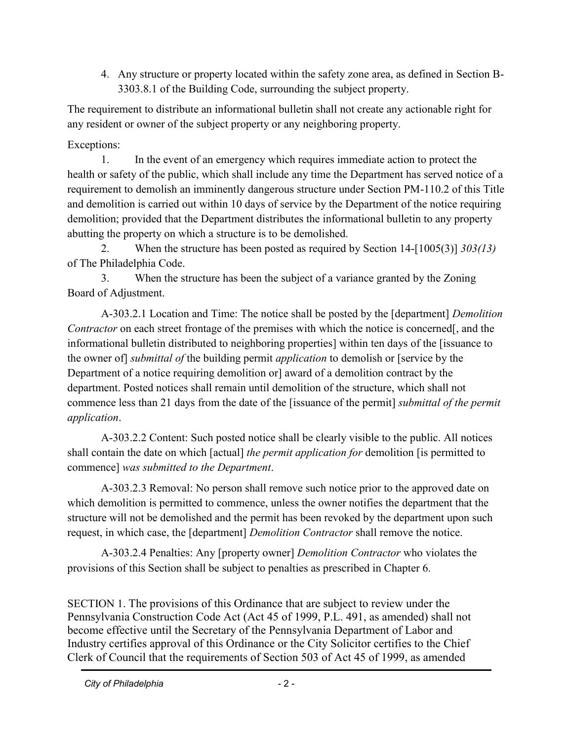4. Any structure or property located within the safety zone area, as defined in Section B-3303.8.1 of the Building Code, surrounding the subject property.

The requirement to distribute an informational bulletin shall not create any actionable right for any resident or owner of the subject property or any neighboring property.

Exceptions:

1. In the event of an emergency which requires immediate action to protect the health or safety of the public, which shall include any time the Department has served notice of a requirement to demolish an imminently dangerous structure under Section PM-110.2 of this Title and demolition is carried out within 10 days of service by the Department of the notice requiring demolition; provided that the Department distributes the informational bulletin to any property abutting the property on which a structure is to be demolished.

2. When the structure has been posted as required by Section 14-[1005(3)] *303(13)* of The Philadelphia Code.

3. When the structure has been the subject of a variance granted by the Zoning Board of Adjustment.

A-303.2.1 Location and Time: The notice shall be posted by the [department] *Demolition Contractor* on each street frontage of the premises with which the notice is concerned[, and the informational bulletin distributed to neighboring properties] within ten days of the [issuance to the owner of] *submittal of* the building permit *application* to demolish or [service by the Department of a notice requiring demolition or] award of a demolition contract by the department. Posted notices shall remain until demolition of the structure, which shall not commence less than 21 days from the date of the [issuance of the permit] *submittal of the permit application*.

A-303.2.2 Content: Such posted notice shall be clearly visible to the public. All notices shall contain the date on which [actual] *the permit application for* demolition [is permitted to commence] *was submitted to the Department*.

A-303.2.3 Removal: No person shall remove such notice prior to the approved date on which demolition is permitted to commence, unless the owner notifies the department that the structure will not be demolished and the permit has been revoked by the department upon such request, in which case, the [department] *Demolition Contractor* shall remove the notice.

A-303.2.4 Penalties: Any [property owner] *Demolition Contractor* who violates the provisions of this Section shall be subject to penalties as prescribed in Chapter 6.

SECTION 1. The provisions of this Ordinance that are subject to review under the Pennsylvania Construction Code Act (Act 45 of 1999, P.L. 491, as amended) shall not become effective until the Secretary of the Pennsylvania Department of Labor and Industry certifies approval of this Ordinance or the City Solicitor certifies to the Chief Clerk of Council that the requirements of Section 503 of Act 45 of 1999, as amended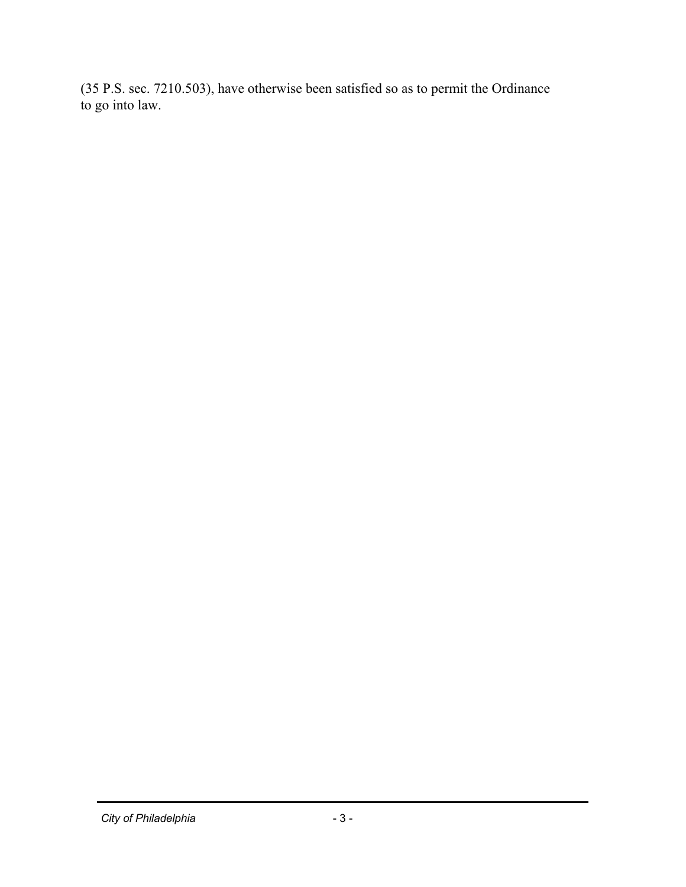(35 P.S. sec. 7210.503), have otherwise been satisfied so as to permit the Ordinance to go into law.